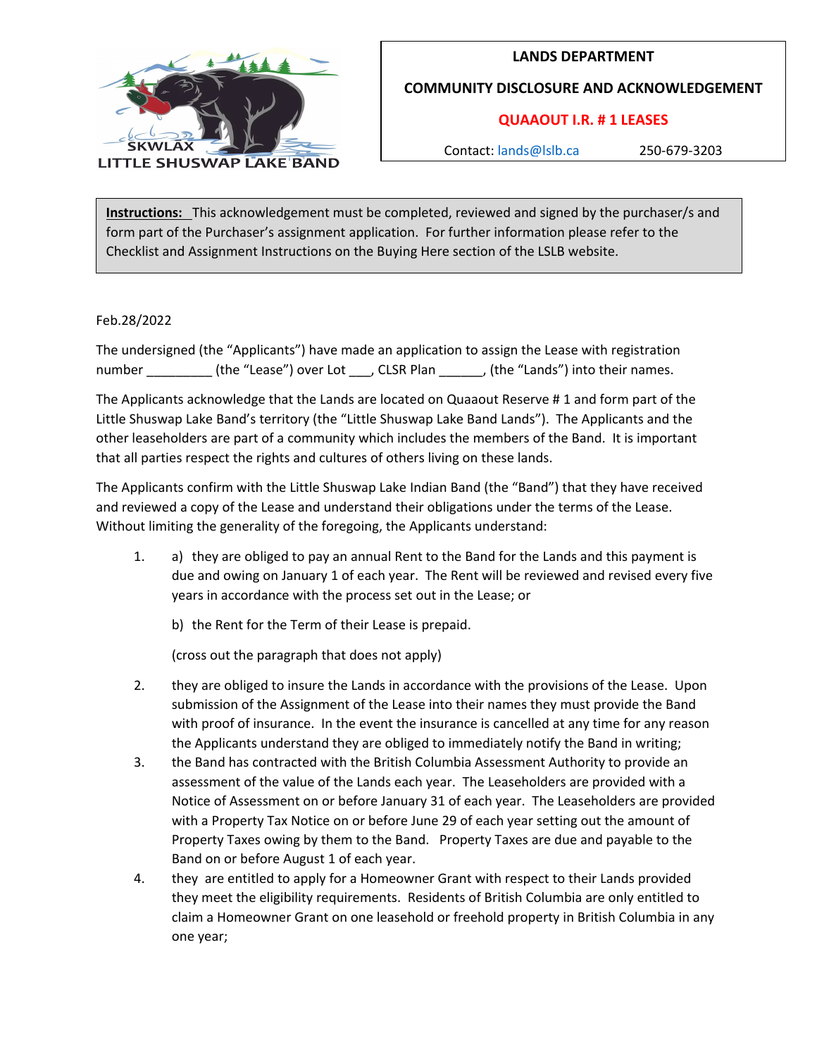SKWLAX
LITTLE SHUSWAP LAKE BAND

**LANDS DEPARTMENT**

**COMMUNITY DISCLOSURE AND ACKNOWLEDGEMENT**

**QUAAOUT I.R. # 1 LEASES**

Contact: lands@lslb.ca 250-679-3203

**Instructions:** This acknowledgement must be completed, reviewed and signed by the purchaser/s and form part of the Purchaser's assignment application. For further information please refer to the Checklist and Assignment Instructions on the Buying Here section of the LSLB website.

Feb.28/2022

The undersigned (the "Applicants") have made an application to assign the Lease with registration number _________ (the "Lease") over Lot ___, CLSR Plan ______, (the "Lands") into their names.

The Applicants acknowledge that the Lands are located on Quaaout Reserve # 1 and form part of the Little Shuswap Lake Band's territory (the "Little Shuswap Lake Band Lands"). The Applicants and the other leaseholders are part of a community which includes the members of the Band. It is important that all parties respect the rights and cultures of others living on these lands.

The Applicants confirm with the Little Shuswap Lake Indian Band (the "Band") that they have received and reviewed a copy of the Lease and understand their obligations under the terms of the Lease. Without limiting the generality of the foregoing, the Applicants understand:

1. a) they are obliged to pay an annual Rent to the Band for the Lands and this payment is due and owing on January 1 of each year. The Rent will be reviewed and revised every five years in accordance with the process set out in the Lease; or

   b) the Rent for the Term of their Lease is prepaid.

   (cross out the paragraph that does not apply)

2. they are obliged to insure the Lands in accordance with the provisions of the Lease. Upon submission of the Assignment of the Lease into their names they must provide the Band with proof of insurance. In the event the insurance is cancelled at any time for any reason the Applicants understand they are obliged to immediately notify the Band in writing;
3. the Band has contracted with the British Columbia Assessment Authority to provide an assessment of the value of the Lands each year. The Leaseholders are provided with a Notice of Assessment on or before January 31 of each year. The Leaseholders are provided with a Property Tax Notice on or before June 29 of each year setting out the amount of Property Taxes owing by them to the Band. Property Taxes are due and payable to the Band on or before August 1 of each year.
4. they are entitled to apply for a Homeowner Grant with respect to their Lands provided they meet the eligibility requirements. Residents of British Columbia are only entitled to claim a Homeowner Grant on one leasehold or freehold property in British Columbia in any one year;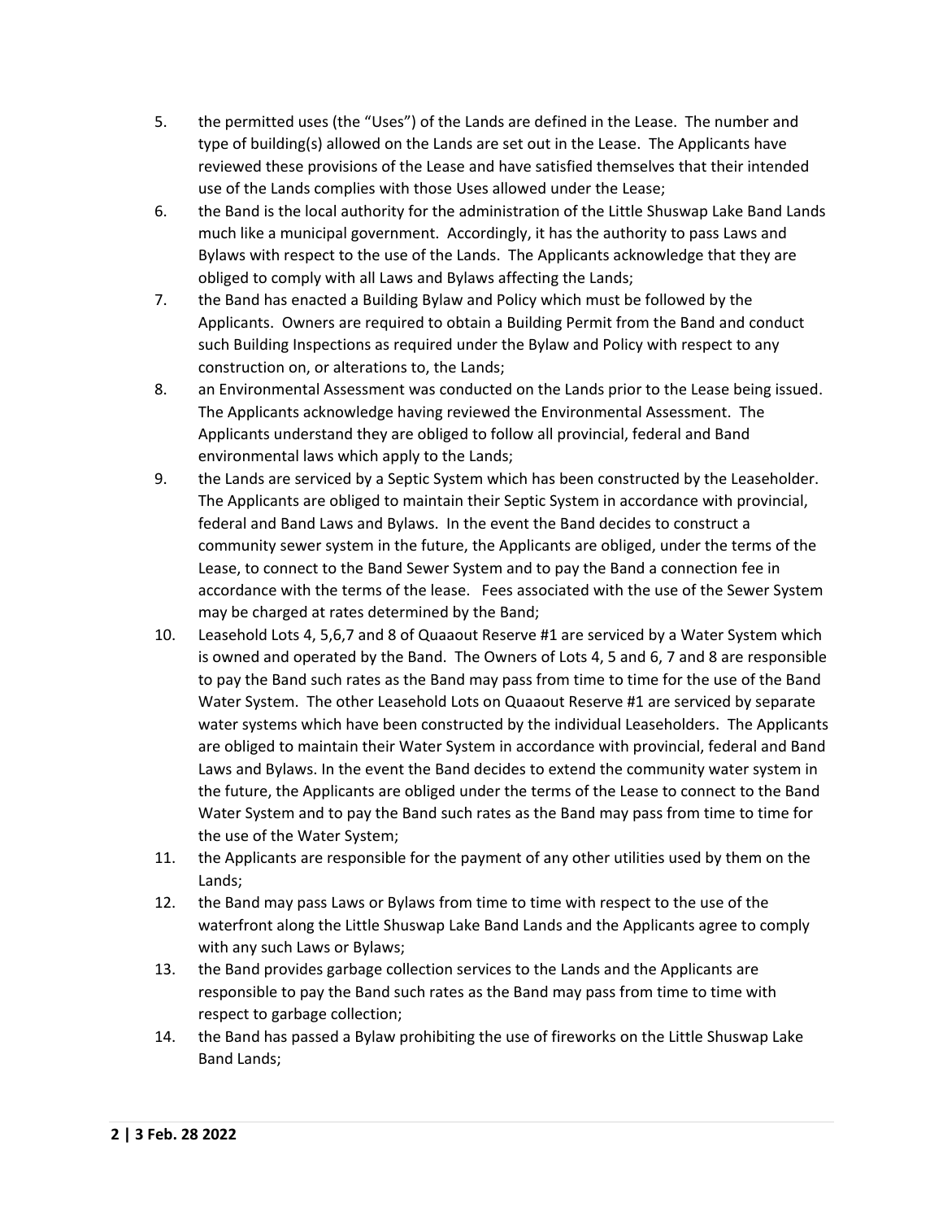5. the permitted uses (the "Uses") of the Lands are defined in the Lease. The number and type of building(s) allowed on the Lands are set out in the Lease. The Applicants have reviewed these provisions of the Lease and have satisfied themselves that their intended use of the Lands complies with those Uses allowed under the Lease;
6. the Band is the local authority for the administration of the Little Shuswap Lake Band Lands much like a municipal government. Accordingly, it has the authority to pass Laws and Bylaws with respect to the use of the Lands. The Applicants acknowledge that they are obliged to comply with all Laws and Bylaws affecting the Lands;
7. the Band has enacted a Building Bylaw and Policy which must be followed by the Applicants. Owners are required to obtain a Building Permit from the Band and conduct such Building Inspections as required under the Bylaw and Policy with respect to any construction on, or alterations to, the Lands;
8. an Environmental Assessment was conducted on the Lands prior to the Lease being issued. The Applicants acknowledge having reviewed the Environmental Assessment. The Applicants understand they are obliged to follow all provincial, federal and Band environmental laws which apply to the Lands;
9. the Lands are serviced by a Septic System which has been constructed by the Leaseholder. The Applicants are obliged to maintain their Septic System in accordance with provincial, federal and Band Laws and Bylaws. In the event the Band decides to construct a community sewer system in the future, the Applicants are obliged, under the terms of the Lease, to connect to the Band Sewer System and to pay the Band a connection fee in accordance with the terms of the lease. Fees associated with the use of the Sewer System may be charged at rates determined by the Band;
10. Leasehold Lots 4, 5,6,7 and 8 of Quaaout Reserve #1 are serviced by a Water System which is owned and operated by the Band. The Owners of Lots 4, 5 and 6, 7 and 8 are responsible to pay the Band such rates as the Band may pass from time to time for the use of the Band Water System. The other Leasehold Lots on Quaaout Reserve #1 are serviced by separate water systems which have been constructed by the individual Leaseholders. The Applicants are obliged to maintain their Water System in accordance with provincial, federal and Band Laws and Bylaws. In the event the Band decides to extend the community water system in the future, the Applicants are obliged under the terms of the Lease to connect to the Band Water System and to pay the Band such rates as the Band may pass from time to time for the use of the Water System;
11. the Applicants are responsible for the payment of any other utilities used by them on the Lands;
12. the Band may pass Laws or Bylaws from time to time with respect to the use of the waterfront along the Little Shuswap Lake Band Lands and the Applicants agree to comply with any such Laws or Bylaws;
13. the Band provides garbage collection services to the Lands and the Applicants are responsible to pay the Band such rates as the Band may pass from time to time with respect to garbage collection;
14. the Band has passed a Bylaw prohibiting the use of fireworks on the Little Shuswap Lake Band Lands;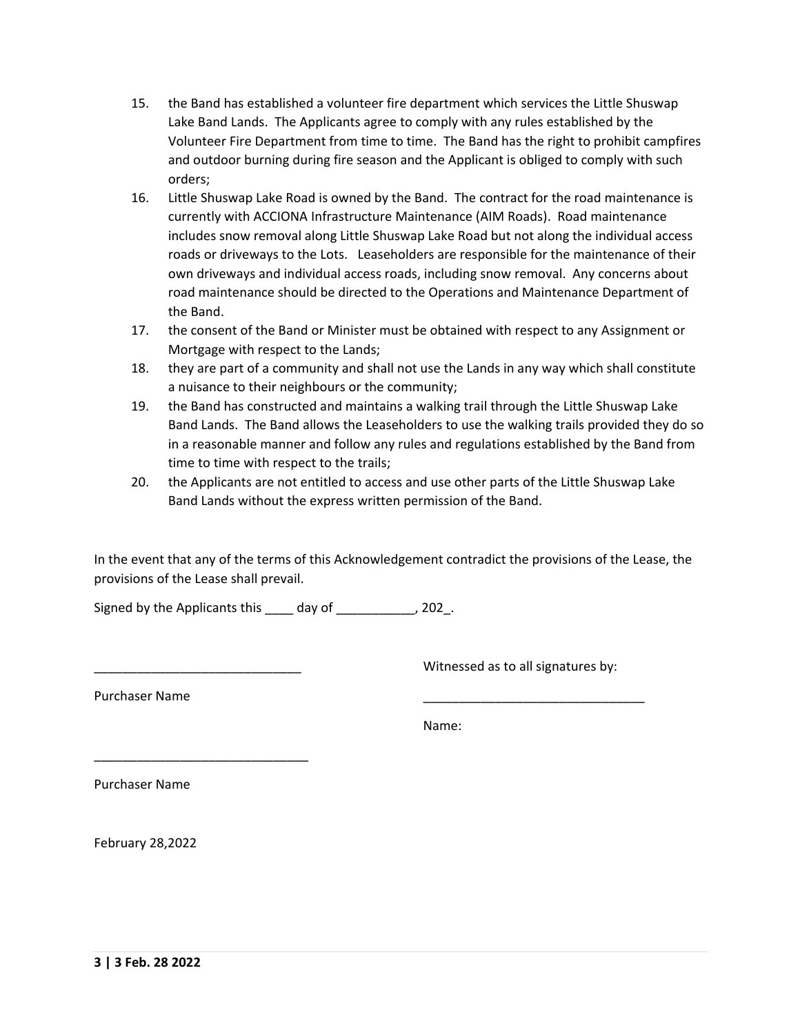15. the Band has established a volunteer fire department which services the Little Shuswap Lake Band Lands. The Applicants agree to comply with any rules established by the Volunteer Fire Department from time to time. The Band has the right to prohibit campfires and outdoor burning during fire season and the Applicant is obliged to comply with such orders;
16. Little Shuswap Lake Road is owned by the Band. The contract for the road maintenance is currently with ACCIONA Infrastructure Maintenance (AIM Roads). Road maintenance includes snow removal along Little Shuswap Lake Road but not along the individual access roads or driveways to the Lots. Leaseholders are responsible for the maintenance of their own driveways and individual access roads, including snow removal. Any concerns about road maintenance should be directed to the Operations and Maintenance Department of the Band.
17. the consent of the Band or Minister must be obtained with respect to any Assignment or Mortgage with respect to the Lands;
18. they are part of a community and shall not use the Lands in any way which shall constitute a nuisance to their neighbours or the community;
19. the Band has constructed and maintains a walking trail through the Little Shuswap Lake Band Lands. The Band allows the Leaseholders to use the walking trails provided they do so in a reasonable manner and follow any rules and regulations established by the Band from time to time with respect to the trails;
20. the Applicants are not entitled to access and use other parts of the Little Shuswap Lake Band Lands without the express written permission of the Band.

In the event that any of the terms of this Acknowledgement contradict the provisions of the Lease, the provisions of the Lease shall prevail.

Signed by the Applicants this ____ day of ___________, 202_.

_____________________________

Purchaser Name

Witnessed as to all signatures by:

________________________________

Name:

______________________________

Purchaser Name

February 28,2022